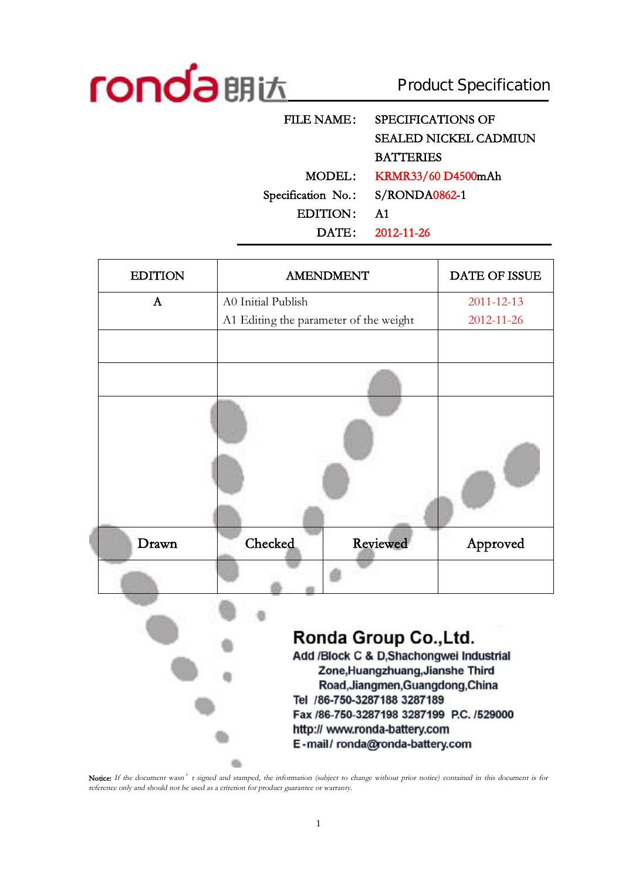ronda 朗达 Product Specification

| | |
|---|---|
| FILE NAME: | SPECIFICATIONS OF SEALED NICKEL CADMIUN BATTERIES |
| MODEL: | KRMR33/60 D4500mAh |
| Specification No.: | S/RONDA0862-1 |
| EDITION: | A1 |
| DATE: | 2012-11-26 |

| EDITION | AMENDMENT | | DATE OF ISSUE |
|---|---|---|---|
| A | A0 Initial Publish<br>A1 Editing the parameter of the weight | | 2011-12-13<br>2012-11-26 |
| | | | |
| | | | |
| | | | |
| Drawn | Checked | Reviewed | Approved |
| | | | |

**Ronda Group Co.,Ltd.**

Add /Block C & D,Shachongwei Industrial Zone,Huangzhuang,Jianshe Third Road,Jiangmen,Guangdong,China

Tel /86-750-3287188 3287189

Fax /86-750-3287198 3287199 P.C. /529000

http:// www.ronda-battery.com

E-mail/ ronda@ronda-battery.com

Notice: *If the document wasn't signed and stamped, the information (subject to change without prior notice) contained in this document is for reference only and should not be used as a criterion for product guarantee or warranty.*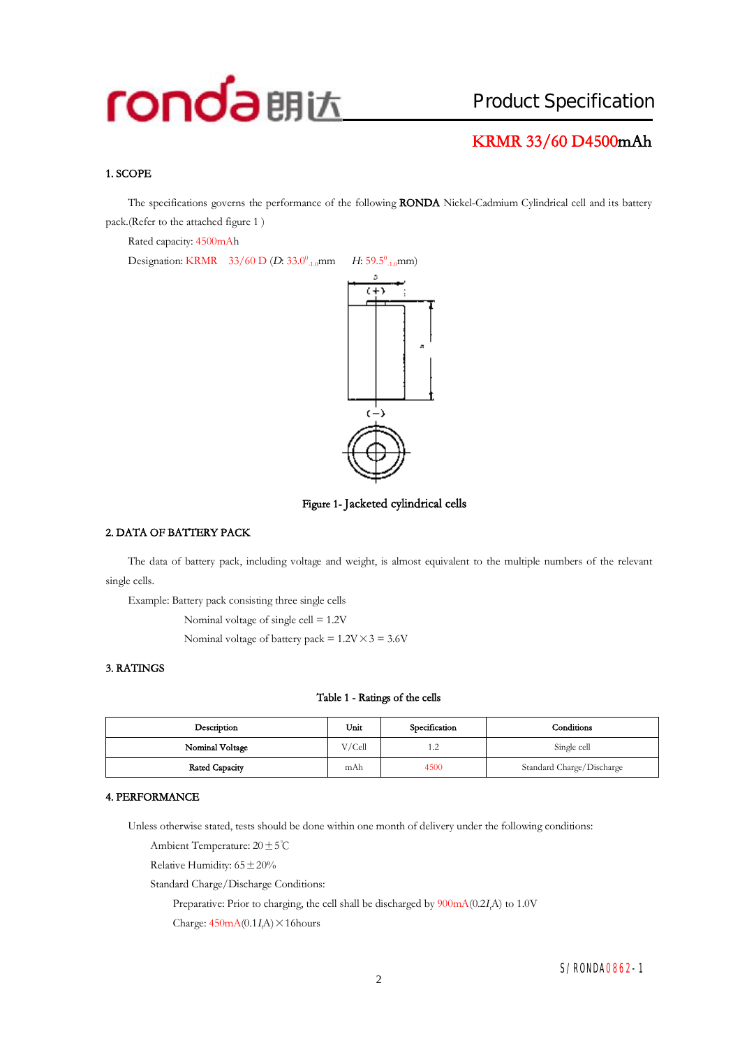# Product Specification

## KRMR 33/60 D4500mAh

### 1. SCOPE

The specifications governs the performance of the following **RONDA** Nickel-Cadmium Cylindrical cell and its battery pack.(Refer to the attached figure 1 )

Rated capacity: 4500mAh

Designation: KRMR 33/60 D ($D$: $33.0^{0}_{-1.0}$mm $H$: $59.5^{0}_{-1.0}$mm)

Figure 1- Jacketed cylindrical cells

### 2. DATA OF BATTERY PACK

The data of battery pack, including voltage and weight, is almost equivalent to the multiple numbers of the relevant single cells.

Example: Battery pack consisting three single cells

Nominal voltage of single cell = 1.2V

Nominal voltage of battery pack = 1.2V×3 = 3.6V

### 3. RATINGS

Table 1 - Ratings of the cells

| Description | Unit | Specification | Conditions |
|---|---|---|---|
| Nominal Voltage | V/Cell | 1.2 | Single cell |
| Rated Capacity | mAh | 4500 | Standard Charge/Discharge |

### 4. PERFORMANCE

Unless otherwise stated, tests should be done within one month of delivery under the following conditions:

Ambient Temperature: 20±5℃

Relative Humidity: 65±20%

Standard Charge/Discharge Conditions:

Preparative: Prior to charging, the cell shall be discharged by 900mA($0.2I_t$A) to 1.0V

Charge: 450mA($0.1I_t$A)×16hours

S/RONDA0862-1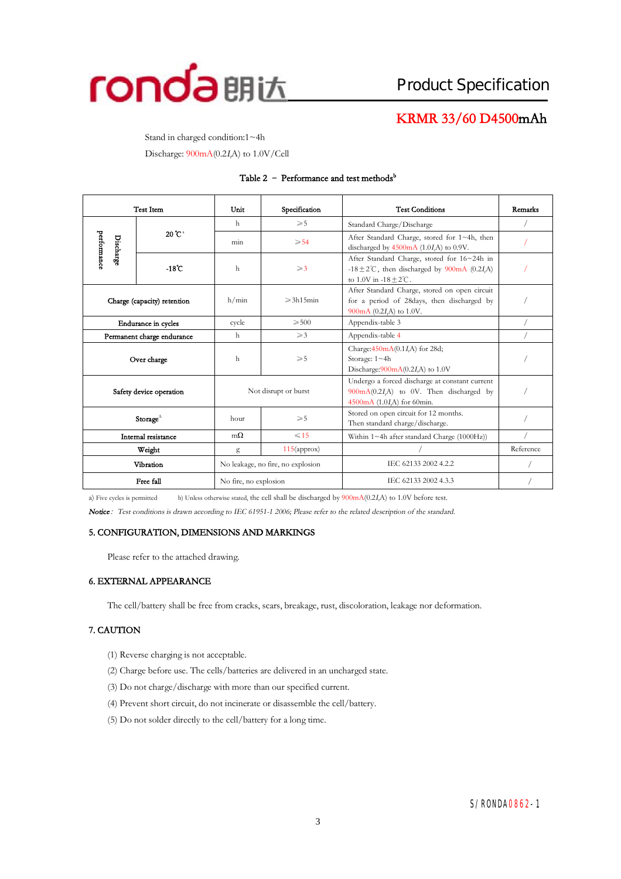Stand in charged condition:1~4h

Discharge: 900mA(0.2$I_t$A) to 1.0V/Cell

Table 2 – Performance and test methods[b]

| Test Item | | Unit | Specification | Test Conditions | Remarks |
|---|---|---|---|---|---|
| Discharge performance | 20℃[a] | h | ≥5 | Standard Charge/Discharge | / |
| | | min | ≥54 | After Standard Charge, stored for 1~4h, then discharged by 4500mA (1.0$I_t$A) to 0.9V. | / |
| | -18℃ | h | ≥3 | After Standard Charge, stored for 16~24h in -18±2℃, then discharged by 900mA (0.2$I_t$A) to 1.0V in -18±2℃. | / |
| Charge (capacity) retention | | h/min | ≥3h15min | After Standard Charge, stored on open circuit for a period of 28days, then discharged by 900mA (0.2$I_t$A) to 1.0V. | / |
| Endurance in cycles | | cycle | ≥500 | Appendix-table 3 | / |
| Permanent charge endurance | | h | ≥3 | Appendix-table 4 | / |
| Over charge | | h | ≥5 | Charge:450mA(0.1$I_t$A) for 28d; Storage: 1~4h Discharge:900mA(0.2$I_t$A) to 1.0V | / |
| Safety device operation | | Not disrupt or burst | | Undergo a forced discharge at constant current 900mA(0.2$I_t$A) to 0V. Then discharged by 4500mA (1.0$I_t$A) for 60min. | / |
| Storage[A] | | hour | ≥5 | Stored on open circuit for 12 months. Then standard charge/discharge. | / |
| Internal resistance | | mΩ | ≤15 | Within 1~4h after standard Charge (1000Hz)) | / |
| Weight | | g | 115(approx) | / | Reference |
| Vibration | | No leakage, no fire, no explosion | | IEC 62133 2002 4.2.2 | / |
| Free fall | | No fire, no explosion | | IEC 62133 2002 4.3.3 | / |

a) Five cycles is permitted    b) Unless otherwise stated, the cell shall be discharged by 900mA(0.2$I_t$A) to 1.0V before test.

***Notice:*** *Test conditions is drawn according to IEC 61951-1 2006; Please refer to the related description of the standard.*

## 5. CONFIGURATION, DIMENSIONS AND MARKINGS

Please refer to the attached drawing.

## 6. EXTERNAL APPEARANCE

The cell/battery shall be free from cracks, scars, breakage, rust, discoloration, leakage nor deformation.

## 7. CAUTION

(1) Reverse charging is not acceptable.

(2) Charge before use. The cells/batteries are delivered in an uncharged state.

(3) Do not charge/discharge with more than our specified current.

(4) Prevent short circuit, do not incinerate or disassemble the cell/battery.

(5) Do not solder directly to the cell/battery for a long time.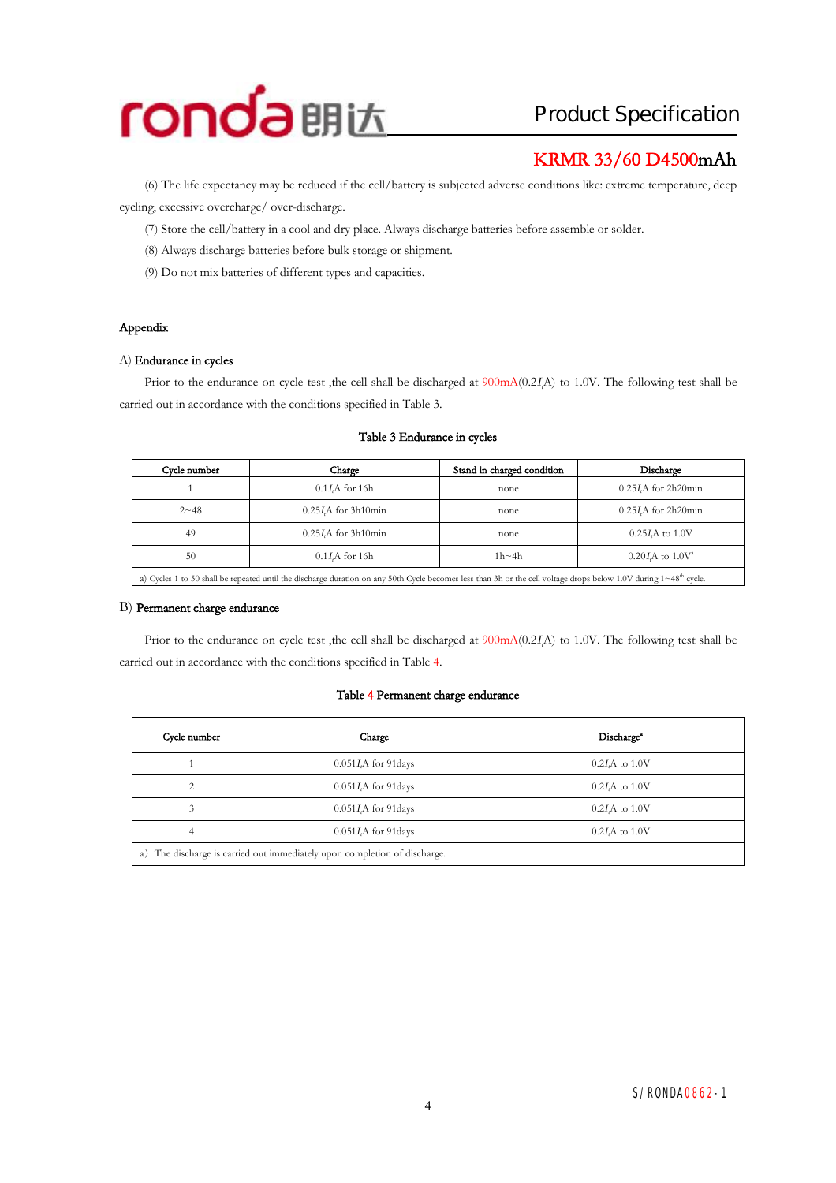(6) The life expectancy may be reduced if the cell/battery is subjected adverse conditions like: extreme temperature, deep cycling, excessive overcharge/ over-discharge.

(7) Store the cell/battery in a cool and dry place. Always discharge batteries before assemble or solder.

(8) Always discharge batteries before bulk storage or shipment.

(9) Do not mix batteries of different types and capacities.

## Appendix

### A) Endurance in cycles

Prior to the endurance on cycle test ,the cell shall be discharged at 900mA(0.2$I_t$A) to 1.0V. The following test shall be carried out in accordance with the conditions specified in Table 3.

Table 3 Endurance in cycles

| Cycle number | Charge | Stand in charged condition | Discharge |
|---|---|---|---|
| 1 | 0.1$I_t$A for 16h | none | 0.25$I_t$A for 2h20min |
| 2~48 | 0.25$I_t$A for 3h10min | none | 0.25$I_t$A for 2h20min |
| 49 | 0.25$I_t$A for 3h10min | none | 0.25$I_t$A to 1.0V |
| 50 | 0.1$I_t$A for 16h | 1h~4h | 0.20$I_t$A to 1.0V[a] |
| a) Cycles 1 to 50 shall be repeated until the discharge duration on any 50th Cycle becomes less than 3h or the cell voltage drops below 1.0V during 1~48th cycle. | | | |

### B) Permanent charge endurance

Prior to the endurance on cycle test ,the cell shall be discharged at 900mA(0.2$I_t$A) to 1.0V. The following test shall be carried out in accordance with the conditions specified in Table 4.

Table 4 Permanent charge endurance

| Cycle number | Charge | Discharge[a] |
|---|---|---|
| 1 | 0.05$I_t$A for 91days | 0.2$I_t$A to 1.0V |
| 2 | 0.05$I_t$A for 91days | 0.2$I_t$A to 1.0V |
| 3 | 0.05$I_t$A for 91days | 0.2$I_t$A to 1.0V |
| 4 | 0.05$I_t$A for 91days | 0.2$I_t$A to 1.0V |
| a) The discharge is carried out immediately upon completion of discharge. | | |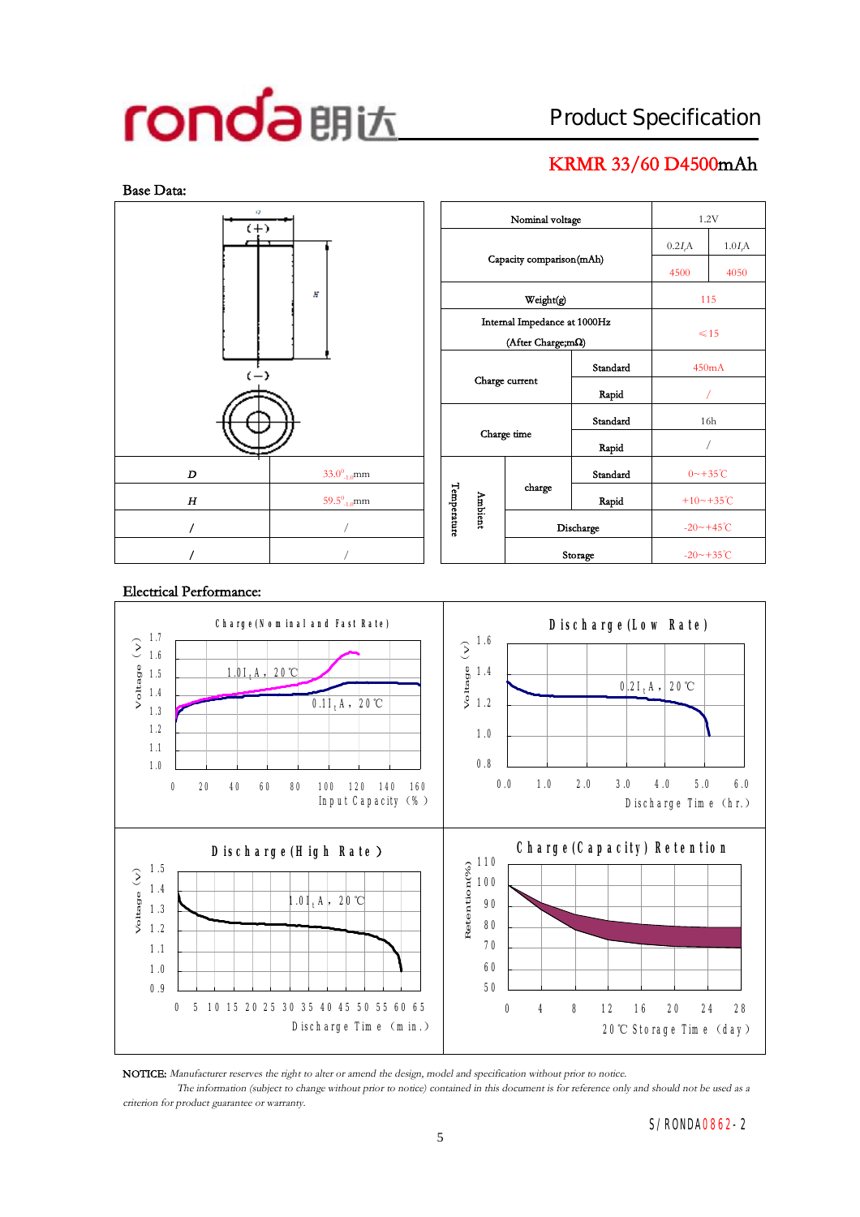ronda 朗达

# Product Specification

## KRMR 33/60 D4500mAh

### Base Data:

| | |
|---|---|
| *D* | $33.0^{0}_{-1.0}$mm |
| *H* | $59.5^{0}_{-1.0}$mm |
| / | / |
| / | / |

| | | | |
|---|---|---|---|
| Nominal voltage | | 1.2V | |
| Capacity comparison(mAh) | | $0.2I_tA$ | $1.0I_tA$ |
| | | 4500 | 4050 |
| Weight(g) | | 115 | |
| Internal Impedance at 1000Hz (After Charge;mΩ) | | ≤15 | |
| Charge current | Standard | 450mA | |
| | Rapid | / | |
| Charge time | Standard | 16h | |
| | Rapid | / | |
| Ambient Temperature | charge Standard | 0~+35℃ | |
| | charge Rapid | +10~+35℃ | |
| | Discharge | -20~+45℃ | |
| | Storage | -20~+35℃ | |

### Electrical Performance:

**Charge (Nominal and Fast Rate)** — Voltage (v) vs Input Capacity (%); curves: $1.0I_tA$, 20℃ and $0.1I_tA$, 20℃

**Discharge (Low Rate)** — Voltage (v) vs Discharge Time (hr.); curve: $0.2I_tA$, 20℃

**Discharge (High Rate)** — Voltage (v) vs Discharge Time (min.); curve: $1.0I_tA$, 20℃

**Charge (Capacity) Retention** — Retention(%) vs 20℃ Storage Time (day)

NOTICE: *Manufacturer reserves the right to alter or amend the design, model and specification without prior to notice.*
*The information (subject to change without prior to notice) contained in this document is for reference only and should not be used as a criterion for product guarantee or warranty.*

S/RONDA0862-2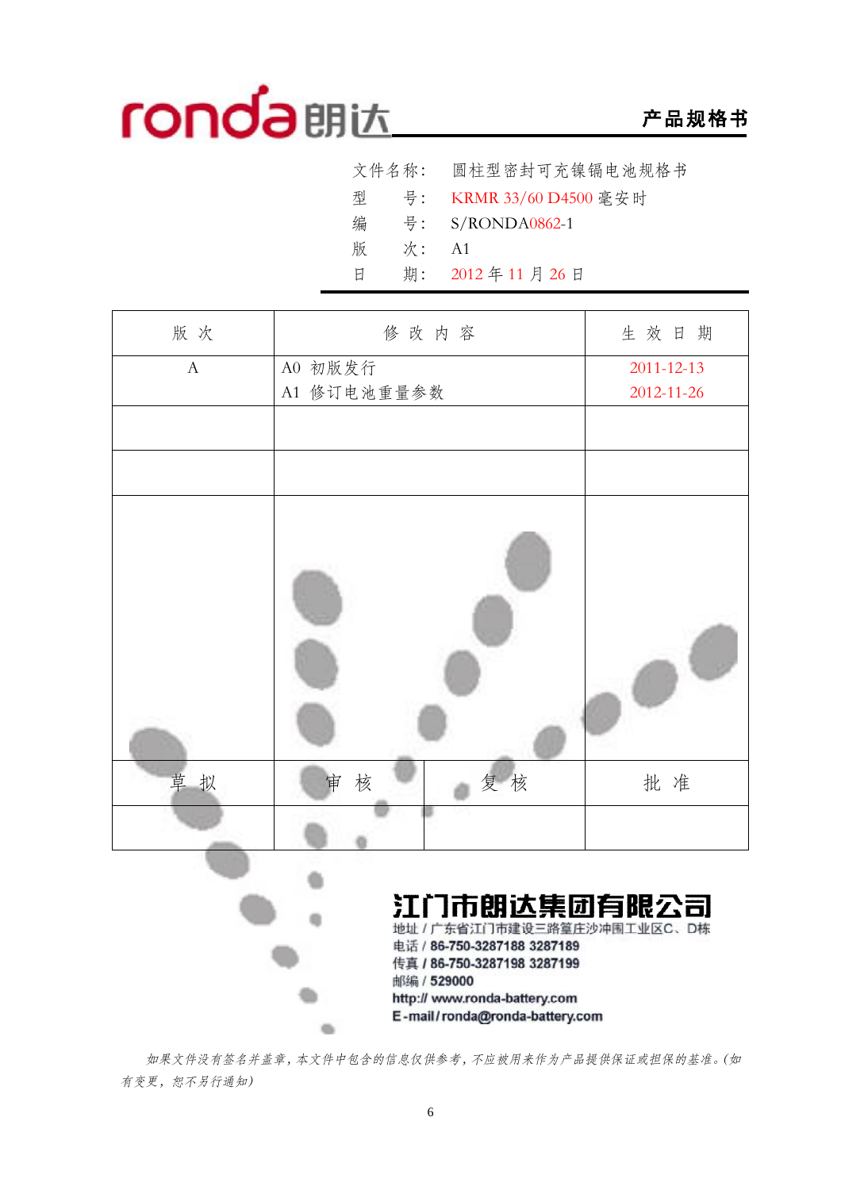ronda朗达 **产品规格书**

文件名称： 圆柱型密封可充镍镉电池规格书

型　　号： KRMR 33/60 D4500 毫安时

编　　号： S/RONDA0862-1

版　　次： A1

日　　期： 2012 年 11 月 26 日

| 版 次 | 修 改 内 容 | | 生 效 日 期 |
|---|---|---|---|
| A | A0 初版发行<br>A1 修订电池重量参数 | | 2011-12-13<br>2012-11-26 |
| | | | |
| | | | |
| | | | |
| 草 拟 | 审 核 | 复 核 | 批 准 |
| | | | |

**江门市朗达集团有限公司**

地址 / 广东省江门市建设三路篁庄沙冲围工业区C、D栋

电话 / 86-750-3287188 3287189

传真 / 86-750-3287198 3287199

邮编 / 529000

http:// www.ronda-battery.com

E-mail / ronda@ronda-battery.com

*如果文件没有签名并盖章，本文件中包含的信息仅供参考，不应被用来作为产品提供保证或担保的基准。(如有变更，恕不另行通知)*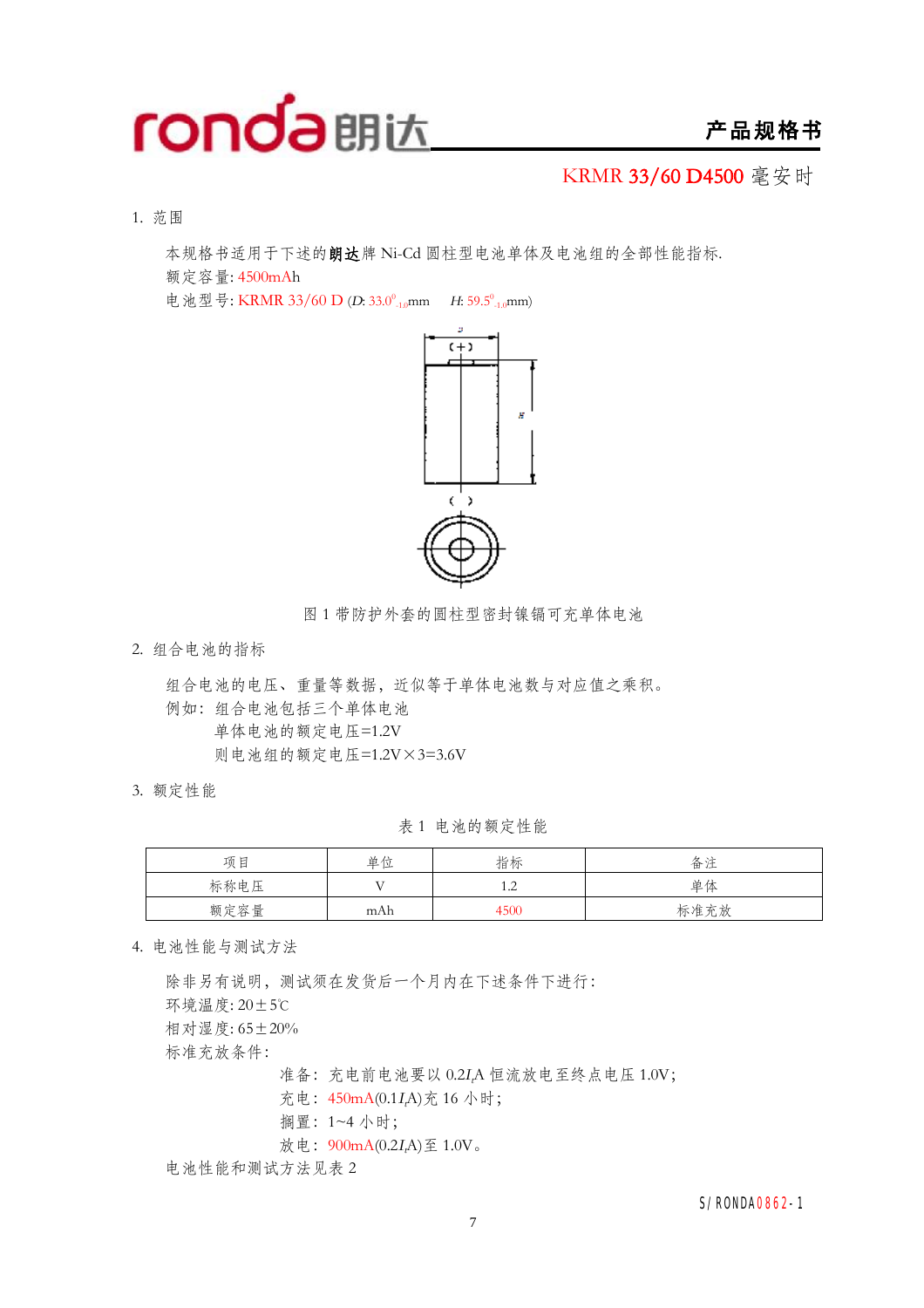**KRMR 33/60 D4500 毫安时**

1. 范围

本规格书适用于下述的**朗达**牌 Ni-Cd 圆柱型电池单体及电池组的全部性能指标.

额定容量: 4500mAh

电池型号: KRMR 33/60 D ($D$: $33.0^{0}_{-1.0}$mm　　$H$: $59.5^{0}_{-1.0}$mm)

图 1 带防护外套的圆柱型密封镍镉可充单体电池

2. 组合电池的指标

组合电池的电压、重量等数据，近似等于单体电池数与对应值之乘积。

例如：组合电池包括三个单体电池

单体电池的额定电压=1.2V

则电池组的额定电压=1.2V×3=3.6V

3. 额定性能

表 1 电池的额定性能

| 项目 | 单位 | 指标 | 备注 |
| --- | --- | --- | --- |
| 标称电压 | V | 1.2 | 单体 |
| 额定容量 | mAh | 4500 | 标准充放 |

4. 电池性能与测试方法

除非另有说明，测试须在发货后一个月内在下述条件下进行:

环境温度: 20±5℃

相对湿度: 65±20%

标准充放条件:

准备：充电前电池要以 $0.2I_tA$ 恒流放电至终点电压 1.0V;

充电：450mA($0.1I_tA$)充 16 小时;

搁置：1~4 小时;

放电：900mA($0.2I_tA$)至 1.0V。

电池性能和测试方法见表 2

S/RONDA0862-1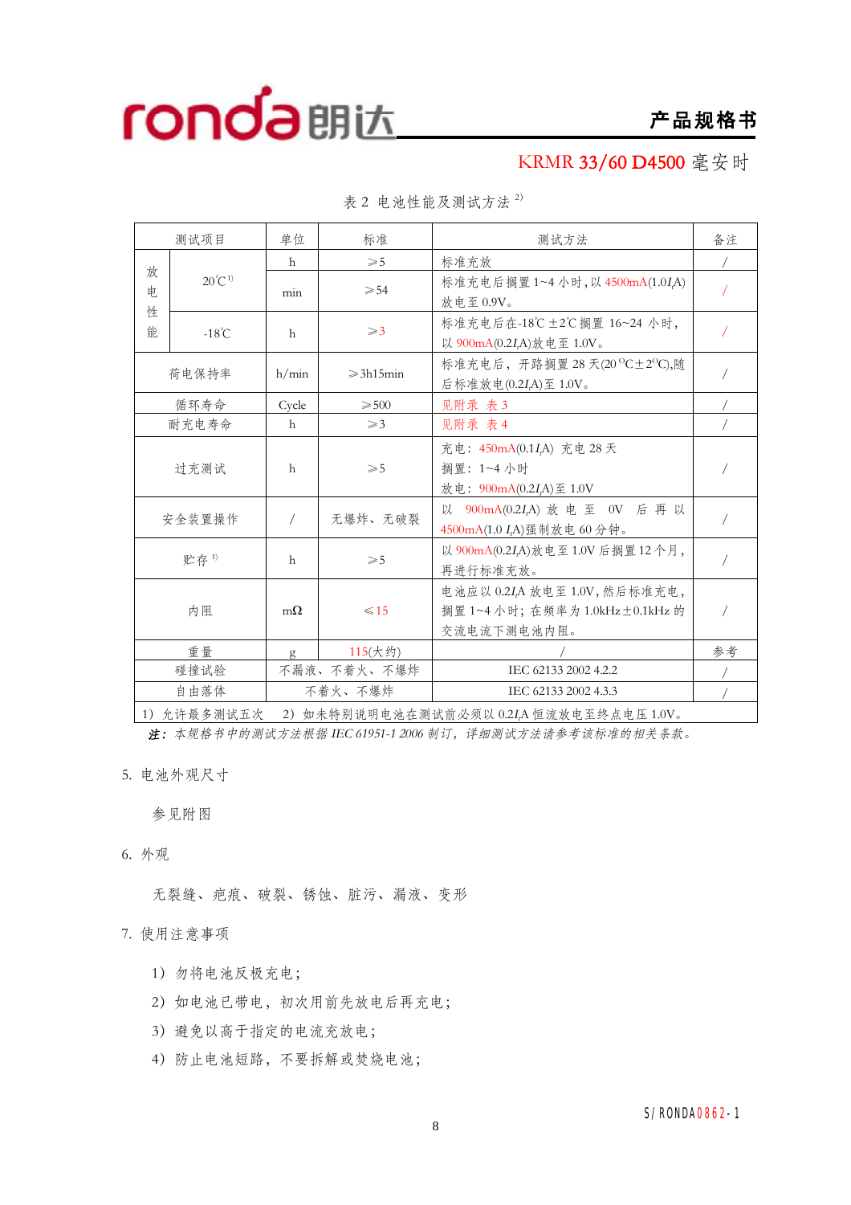KRMR 33/60 D4500 毫安时

表 2 电池性能及测试方法 [2)]

| 测试项目 | | 单位 | 标准 | 测试方法 | 备注 |
|---|---|---|---|---|---|
| 放电性能 | 20℃ [1)] | h | ≥5 | 标准充放 | / |
| | | min | ≥54 | 标准充电后搁置 1~4 小时，以 4500mA(1.0$I_t$A)放电至 0.9V。 | / |
| | -18℃ | h | ≥3 | 标准充电后在-18℃ ±2℃搁置 16~24 小时，以 900mA(0.2$I_t$A)放电至 1.0V。 | / |
| 荷电保持率 | | h/min | ≥3h15min | 标准充电后，开路搁置 28 天(20 ℃±2℃),随后标准放电(0.2$I_t$A)至 1.0V。 | / |
| 循环寿命 | | Cycle | ≥500 | 见附录 表 3 | / |
| 耐充电寿命 | | h | ≥3 | 见附录 表 4 | / |
| 过充测试 | | h | ≥5 | 充电：450mA(0.1$I_t$A) 充电 28 天<br>搁置：1~4 小时<br>放电：900mA(0.2$I_t$A)至 1.0V | / |
| 安全装置操作 | | / | 无爆炸、无破裂 | 以 900mA(0.2$I_t$A) 放电至 0V 后再以 4500mA(1.0 $I_t$A)强制放电 60 分钟。 | / |
| 贮存 [1)] | | h | ≥5 | 以 900mA(0.2$I_t$A)放电至 1.0V 后搁置 12 个月，再进行标准充放。 | / |
| 内阻 | | mΩ | ≤15 | 电池应以 0.2$I_t$A 放电至 1.0V，然后标准充电，搁置 1~4 小时；在频率为 1.0kHz±0.1kHz 的交流电流下测电池内阻。 | / |
| 重量 | | g | 115(大约) | / | 参考 |
| 碰撞试验 | | 不漏液、不着火、不爆炸 | | IEC 62133 2002 4.2.2 | / |
| 自由落体 | | 不着火、不爆炸 | | IEC 62133 2002 4.3.3 | / |

1）允许最多测试五次　2）如未特别说明电池在测试前必须以 0.2$I_t$A 恒流放电至终点电压 1.0V。

*注：本规格书中的测试方法根据 IEC 61951-1 2006 制订，详细测试方法请参考该标准的相关条款。*

5. 电池外观尺寸

参见附图

6. 外观

无裂缝、疤痕、破裂、锈蚀、脏污、漏液、变形

7. 使用注意事项

1）勿将电池反极充电；

2）如电池已带电，初次用前先放电后再充电；

3）避免以高于指定的电流充放电；

4）防止电池短路，不要拆解或焚烧电池；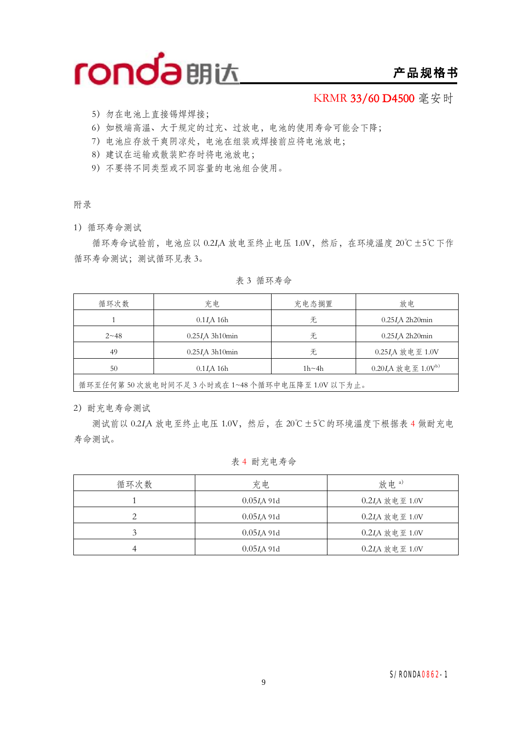5）勿在电池上直接锡焊焊接；
6）如极端高温、大于规定的过充、过放电，电池的使用寿命可能会下降；
7）电池应存放干爽阴凉处，电池在组装或焊接前应将电池放电；
8）建议在运输或散装贮存时将电池放电；
9）不要将不同类型或不同容量的电池组合使用。

附录

1）循环寿命测试

循环寿命试验前，电池应以 0.2$I_t$A 放电至终止电压 1.0V，然后，在环境温度 20℃±5℃下作循环寿命测试；测试循环见表 3。

表 3 循环寿命

| 循环次数 | 充电 | 充电态搁置 | 放电 |
|---|---|---|---|
| 1 | 0.1$I_t$A 16h | 无 | 0.25$I_t$A 2h20min |
| 2~48 | 0.25$I_t$A 3h10min | 无 | 0.25$I_t$A 2h20min |
| 49 | 0.25$I_t$A 3h10min | 无 | 0.25$I_t$A 放电至 1.0V |
| 50 | 0.1$I_t$A 16h | 1h~4h | 0.20$I_t$A 放电至 1.0V[b] |
| 循环至任何第 50 次放电时间不足 3 小时或在 1~48 个循环中电压降至 1.0V 以下为止。 | | | |

2）耐充电寿命测试

测试前以 0.2$I_t$A 放电至终止电压 1.0V，然后，在 20℃±5℃的环境温度下根据表 4 做耐充电寿命测试。

表 4 耐充电寿命

| 循环次数 | 充电 | 放电[a] |
|---|---|---|
| 1 | 0.05$I_t$A 91d | 0.2$I_t$A 放电至 1.0V |
| 2 | 0.05$I_t$A 91d | 0.2$I_t$A 放电至 1.0V |
| 3 | 0.05$I_t$A 91d | 0.2$I_t$A 放电至 1.0V |
| 4 | 0.05$I_t$A 91d | 0.2$I_t$A 放电至 1.0V |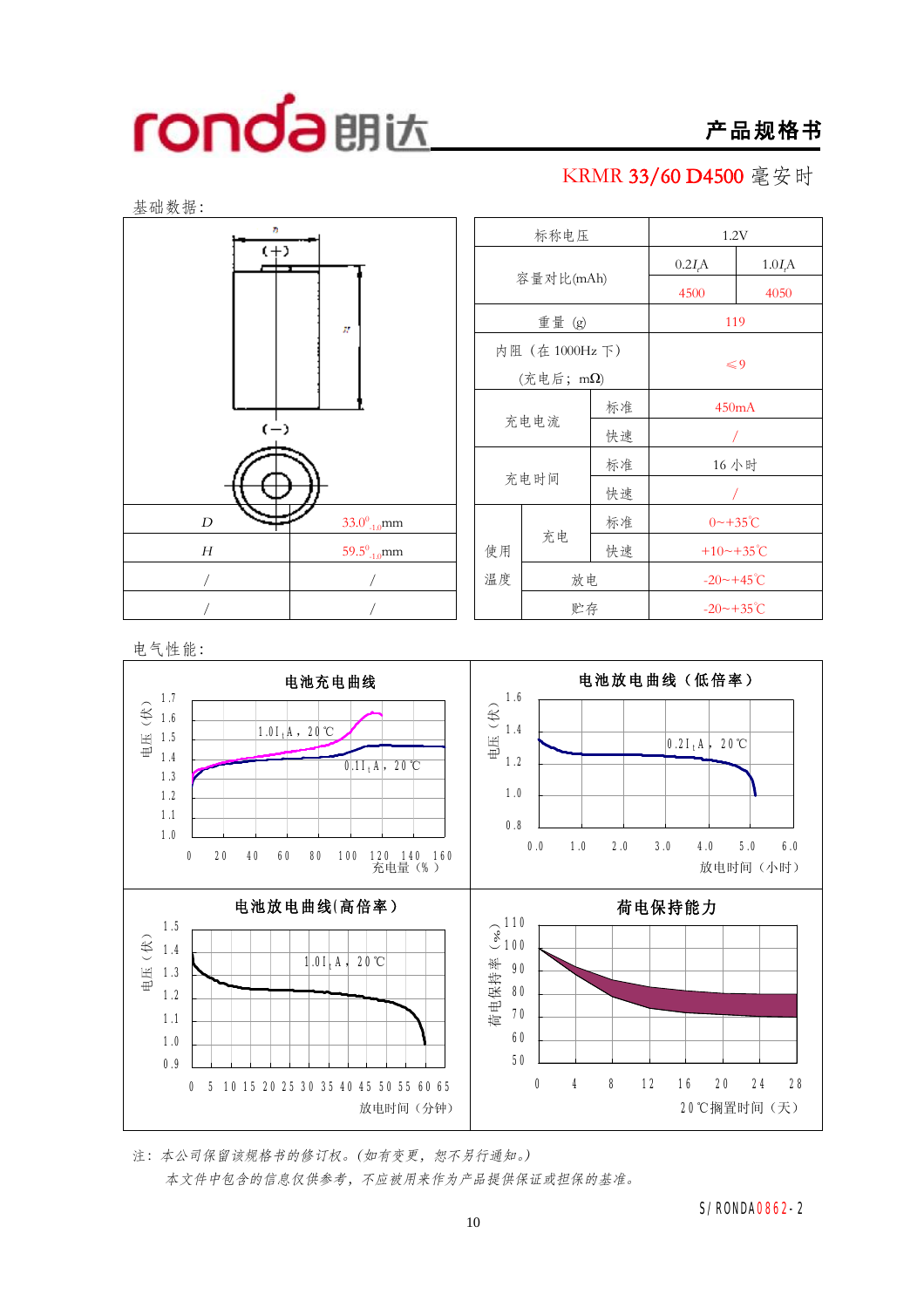ronda朗达 **产品规格书**

KRMR 33/60 D4500 毫安时

基础数据：

| | |
|---|---|
| D | 33.0$^{0}_{-1.0}$mm |
| H | 59.5$^{0}_{-1.0}$mm |
| / | / |
| / | / |

| | | | |
|---|---|---|---|
| 标称电压 | | 1.2V | |
| 容量对比(mAh) | | $0.2I_tA$ | $1.0I_tA$ |
| | | 4500 | 4050 |
| 重量 (g) | | 119 | |
| 内阻（在1000Hz下）(充电后；mΩ) | | ≤9 | |
| 充电电流 | 标准 | 450mA | |
| | 快速 | / | |
| 充电时间 | 标准 | 16小时 | |
| | 快速 | / | |
| 使用温度 充电 | 标准 | 0~+35℃ | |
| | 快速 | +10~+35℃ | |
| 使用温度 放电 | | -20~+45℃ | |
| 贮存 | | -20~+35℃ | |

电气性能：

**电池充电曲线**

电压（伏）
1.7 1.6 1.5 1.4 1.3 1.2 1.1 1.0
$1.0I_tA$，20℃
$0.1I_tA$，20℃
0 20 40 60 80 100 120 140 160
充电量（%）

**电池放电曲线（低倍率）**

电压（伏）
1.6 1.4 1.2 1.0 0.8
$0.2I_tA$，20℃
0.0 1.0 2.0 3.0 4.0 5.0 6.0
放电时间（小时）

**电池放电曲线(高倍率)**

电压（伏）
1.5 1.4 1.3 1.2 1.1 1.0 0.9
$1.0I_tA$，20℃
0 5 10 15 20 25 30 35 40 45 50 55 60 65
放电时间（分钟）

**荷电保持能力**

荷电保持率（%）
110 100 90 80 70 60 50
0 4 8 12 16 20 24 28
20℃搁置时间（天）

*注：本公司保留该规格书的修订权。(如有变更，恕不另行通知。)*

*本文件中包含的信息仅供参考，不应被用来作为产品提供保证或担保的基准。*

S/RONDA0862-2